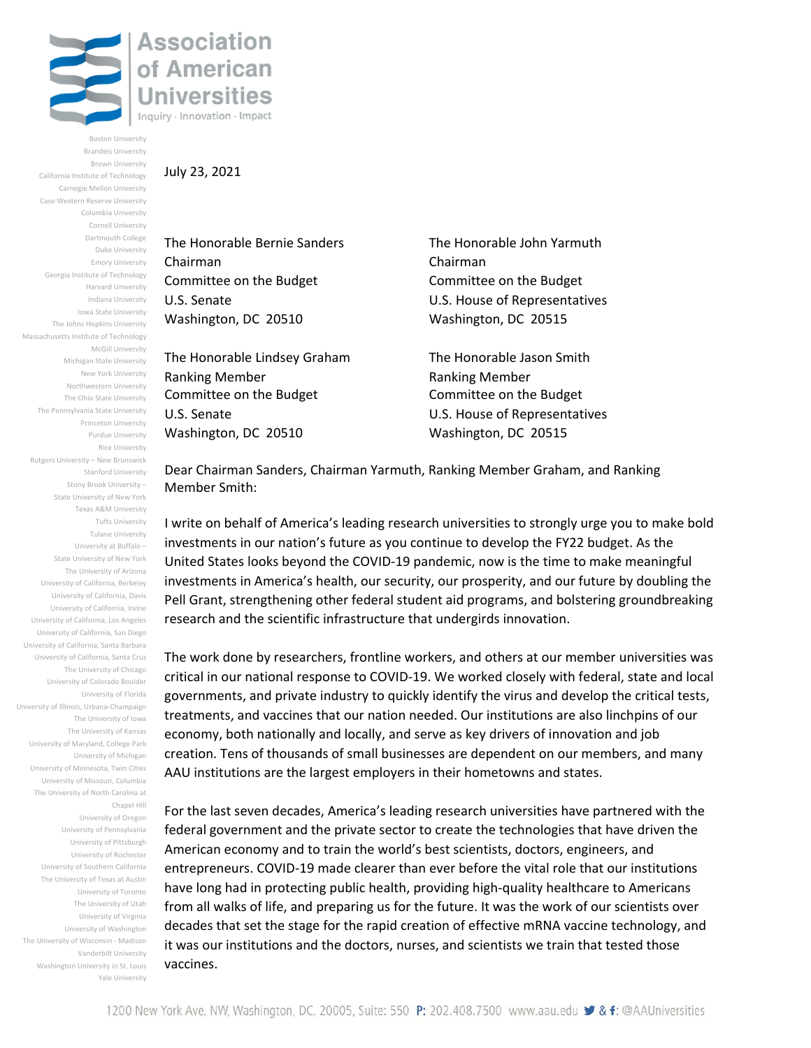Association of American Universities

Inquiry · Innovation · Impact

Boston University
Brandeis University
Brown University
California Institute of Technology
Carnegie Mellon University
Case Western Reserve University
Columbia University
Cornell University
Dartmouth College
Duke University
Emory University
Georgia Institute of Technology
Harvard University
Indiana University
Iowa State University
The Johns Hopkins University
Massachusetts Institute of Technology
McGill University
Michigan State University
New York University
Northwestern University
The Ohio State University
The Pennsylvania State University
Princeton University
Purdue University
Rice University
Rutgers University – New Brunswick
Stanford University
Stony Brook University – State University of New York
Texas A&M University
Tufts University
Tulane University
University at Buffalo – State University of New York
The University of Arizona
University of California, Berkeley
University of California, Davis
University of California, Irvine
University of California, Los Angeles
University of California, San Diego
University of California, Santa Barbara
University of California, Santa Cruz
The University of Chicago
University of Colorado Boulder
University of Florida
University of Illinois, Urbana-Champaign
The University of Iowa
The University of Kansas
University of Maryland, College Park
University of Michigan
University of Minnesota, Twin Cities
University of Missouri, Columbia
The University of North Carolina at Chapel Hill
University of Oregon
University of Pennsylvania
University of Pittsburgh
University of Rochester
University of Southern California
The University of Texas at Austin
University of Toronto
The University of Utah
University of Virginia
University of Washington
The University of Wisconsin - Madison
Vanderbilt University
Washington University in St. Louis
Yale University

July 23, 2021

The Honorable Bernie Sanders
Chairman
Committee on the Budget
U.S. Senate
Washington, DC 20510

The Honorable John Yarmuth
Chairman
Committee on the Budget
U.S. House of Representatives
Washington, DC 20515

The Honorable Lindsey Graham
Ranking Member
Committee on the Budget
U.S. Senate
Washington, DC 20510

The Honorable Jason Smith
Ranking Member
Committee on the Budget
U.S. House of Representatives
Washington, DC 20515

Dear Chairman Sanders, Chairman Yarmuth, Ranking Member Graham, and Ranking Member Smith:

I write on behalf of America's leading research universities to strongly urge you to make bold investments in our nation's future as you continue to develop the FY22 budget. As the United States looks beyond the COVID-19 pandemic, now is the time to make meaningful investments in America's health, our security, our prosperity, and our future by doubling the Pell Grant, strengthening other federal student aid programs, and bolstering groundbreaking research and the scientific infrastructure that undergirds innovation.

The work done by researchers, frontline workers, and others at our member universities was critical in our national response to COVID-19. We worked closely with federal, state and local governments, and private industry to quickly identify the virus and develop the critical tests, treatments, and vaccines that our nation needed. Our institutions are also linchpins of our economy, both nationally and locally, and serve as key drivers of innovation and job creation. Tens of thousands of small businesses are dependent on our members, and many AAU institutions are the largest employers in their hometowns and states.

For the last seven decades, America's leading research universities have partnered with the federal government and the private sector to create the technologies that have driven the American economy and to train the world's best scientists, doctors, engineers, and entrepreneurs. COVID-19 made clearer than ever before the vital role that our institutions have long had in protecting public health, providing high-quality healthcare to Americans from all walks of life, and preparing us for the future. It was the work of our scientists over decades that set the stage for the rapid creation of effective mRNA vaccine technology, and it was our institutions and the doctors, nurses, and scientists we train that tested those vaccines.

1200 New York Ave, NW, Washington, DC, 20005, Suite: 550 P: 202.408.7500 www.aau.edu & f: @AAUniversities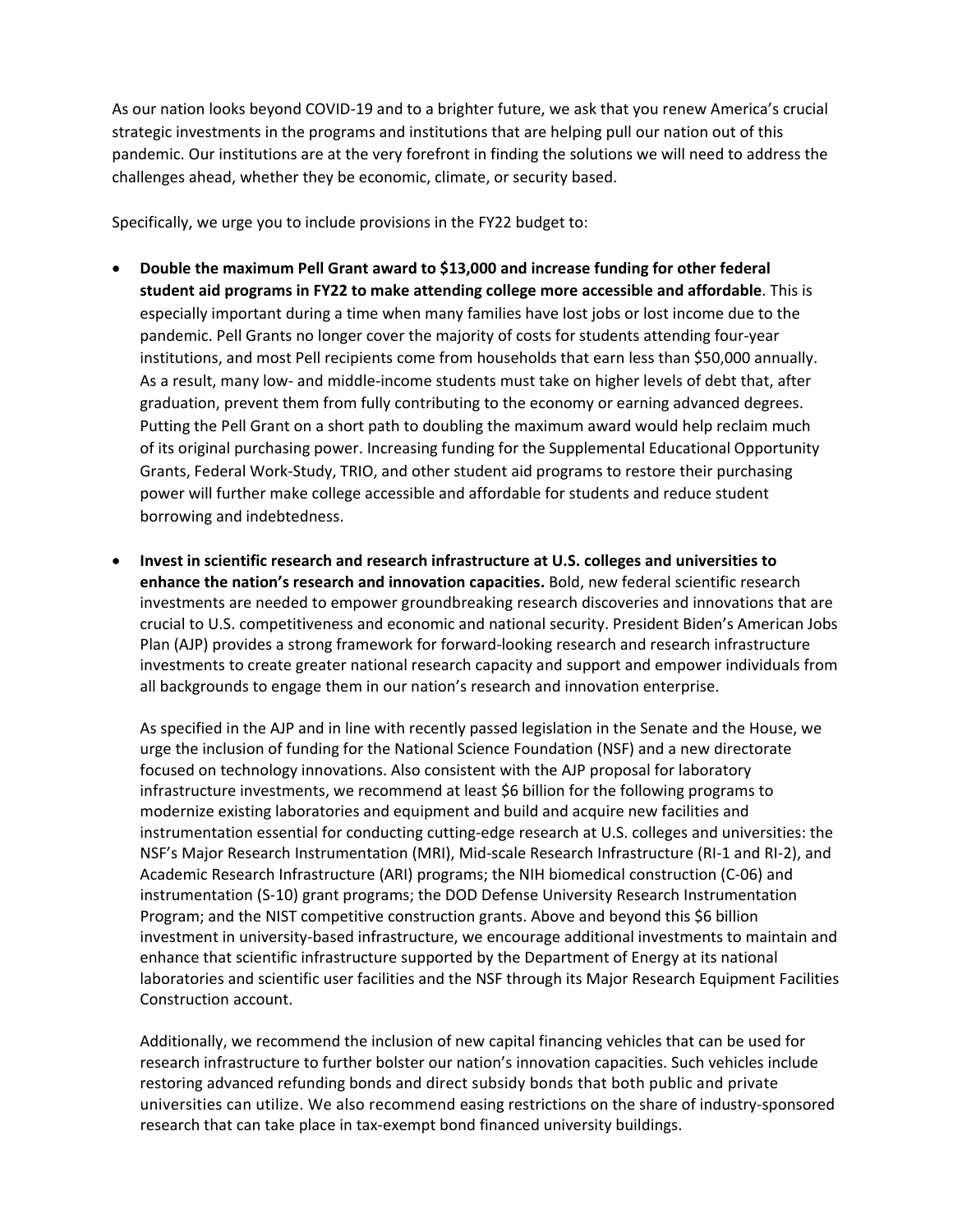As our nation looks beyond COVID-19 and to a brighter future, we ask that you renew America's crucial strategic investments in the programs and institutions that are helping pull our nation out of this pandemic. Our institutions are at the very forefront in finding the solutions we will need to address the challenges ahead, whether they be economic, climate, or security based.

Specifically, we urge you to include provisions in the FY22 budget to:

- **Double the maximum Pell Grant award to $13,000 and increase funding for other federal student aid programs in FY22 to make attending college more accessible and affordable**. This is especially important during a time when many families have lost jobs or lost income due to the pandemic. Pell Grants no longer cover the majority of costs for students attending four-year institutions, and most Pell recipients come from households that earn less than $50,000 annually. As a result, many low- and middle-income students must take on higher levels of debt that, after graduation, prevent them from fully contributing to the economy or earning advanced degrees. Putting the Pell Grant on a short path to doubling the maximum award would help reclaim much of its original purchasing power. Increasing funding for the Supplemental Educational Opportunity Grants, Federal Work-Study, TRIO, and other student aid programs to restore their purchasing power will further make college accessible and affordable for students and reduce student borrowing and indebtedness.

- **Invest in scientific research and research infrastructure at U.S. colleges and universities to enhance the nation's research and innovation capacities.** Bold, new federal scientific research investments are needed to empower groundbreaking research discoveries and innovations that are crucial to U.S. competitiveness and economic and national security. President Biden's American Jobs Plan (AJP) provides a strong framework for forward-looking research and research infrastructure investments to create greater national research capacity and support and empower individuals from all backgrounds to engage them in our nation's research and innovation enterprise.

  As specified in the AJP and in line with recently passed legislation in the Senate and the House, we urge the inclusion of funding for the National Science Foundation (NSF) and a new directorate focused on technology innovations. Also consistent with the AJP proposal for laboratory infrastructure investments, we recommend at least $6 billion for the following programs to modernize existing laboratories and equipment and build and acquire new facilities and instrumentation essential for conducting cutting-edge research at U.S. colleges and universities: the NSF's Major Research Instrumentation (MRI), Mid-scale Research Infrastructure (RI-1 and RI-2), and Academic Research Infrastructure (ARI) programs; the NIH biomedical construction (C-06) and instrumentation (S-10) grant programs; the DOD Defense University Research Instrumentation Program; and the NIST competitive construction grants. Above and beyond this $6 billion investment in university-based infrastructure, we encourage additional investments to maintain and enhance that scientific infrastructure supported by the Department of Energy at its national laboratories and scientific user facilities and the NSF through its Major Research Equipment Facilities Construction account.

  Additionally, we recommend the inclusion of new capital financing vehicles that can be used for research infrastructure to further bolster our nation's innovation capacities. Such vehicles include restoring advanced refunding bonds and direct subsidy bonds that both public and private universities can utilize. We also recommend easing restrictions on the share of industry-sponsored research that can take place in tax-exempt bond financed university buildings.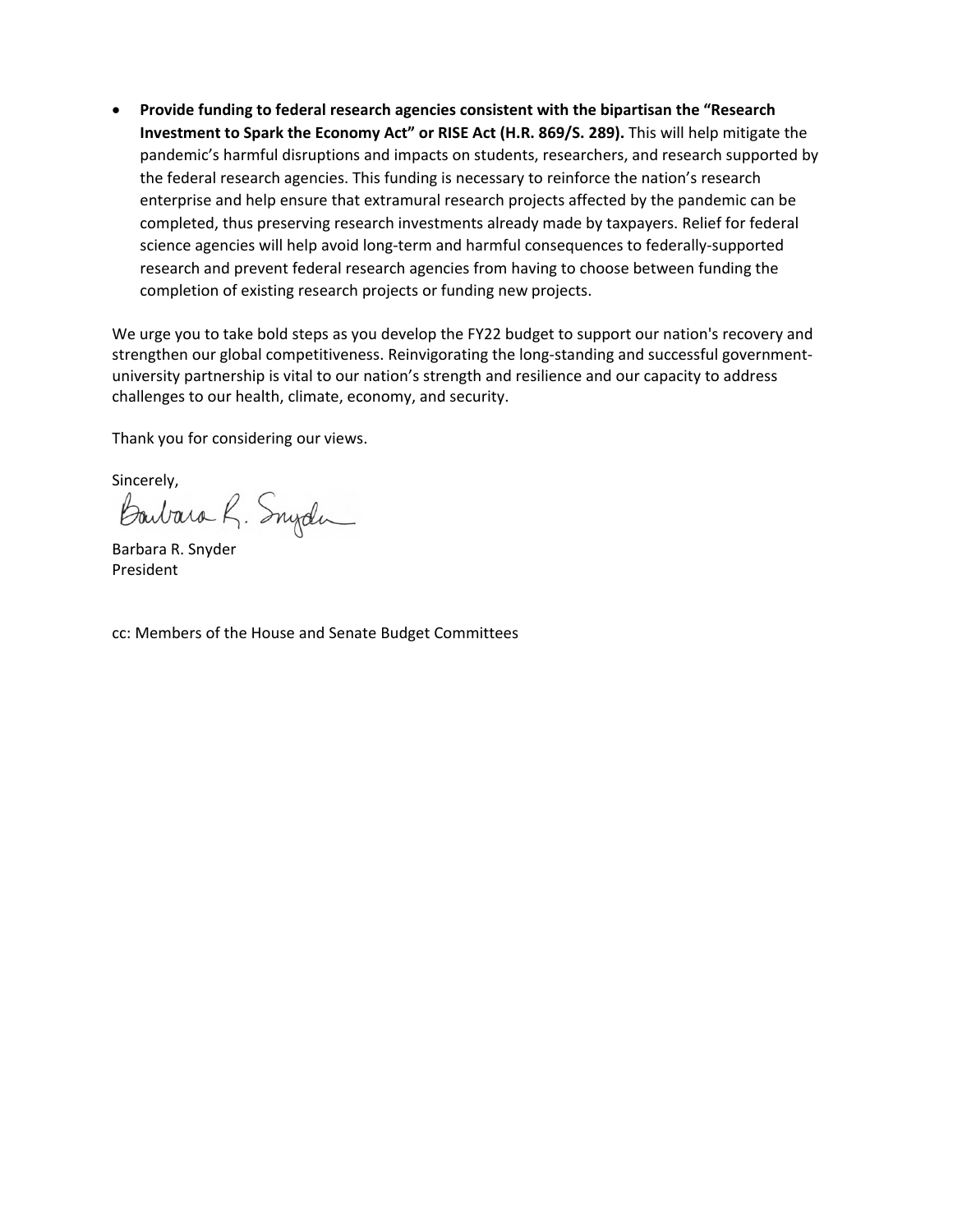- **Provide funding to federal research agencies consistent with the bipartisan the "Research Investment to Spark the Economy Act" or RISE Act (H.R. 869/S. 289).** This will help mitigate the pandemic's harmful disruptions and impacts on students, researchers, and research supported by the federal research agencies. This funding is necessary to reinforce the nation's research enterprise and help ensure that extramural research projects affected by the pandemic can be completed, thus preserving research investments already made by taxpayers. Relief for federal science agencies will help avoid long-term and harmful consequences to federally-supported research and prevent federal research agencies from having to choose between funding the completion of existing research projects or funding new projects.

We urge you to take bold steps as you develop the FY22 budget to support our nation's recovery and strengthen our global competitiveness. Reinvigorating the long-standing and successful government-university partnership is vital to our nation's strength and resilience and our capacity to address challenges to our health, climate, economy, and security.

Thank you for considering our views.

Sincerely,

Barbara R. Snyder
President

cc: Members of the House and Senate Budget Committees